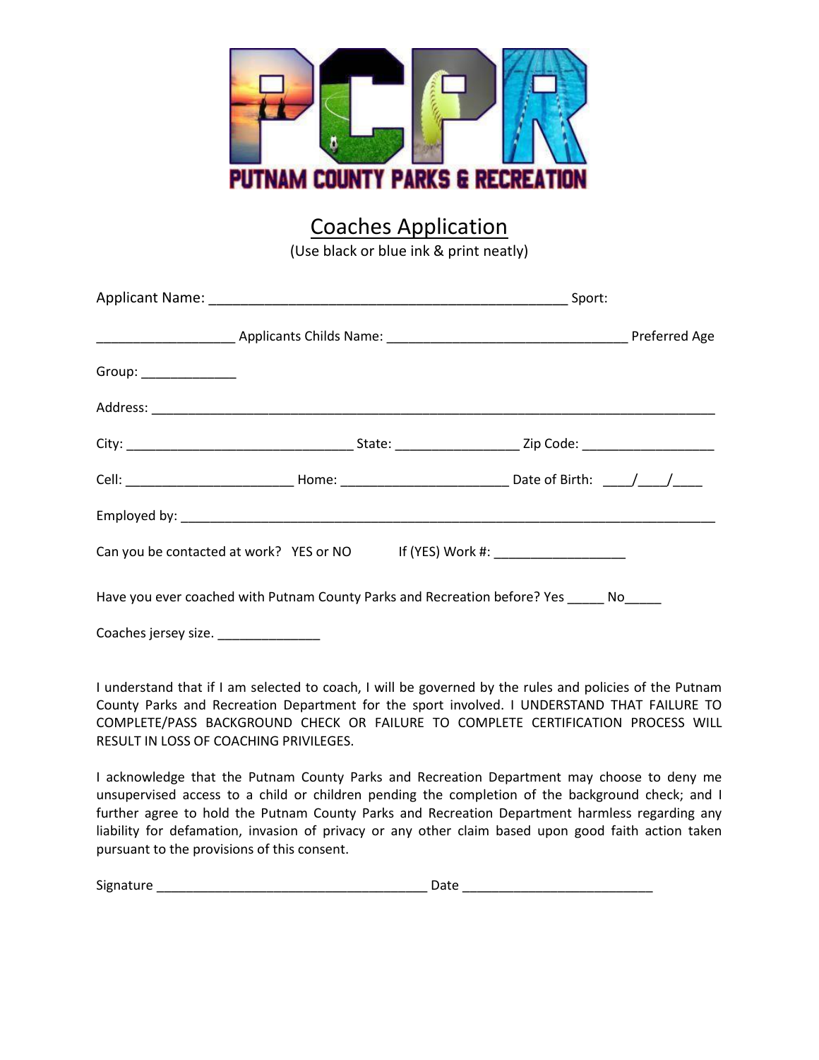PUTNAM COUNTY PARKS & RECREATION

# Coaches Application

(Use black or blue ink & print neatly)

Applicant Name: _______________________________________________ Sport:

__________________ Applicants Childs Name: _______________________________ Preferred Age

Group: ____________

Address: __________________________________________________________________________

City: ______________________________ State: _______________ Zip Code: _________________

Cell: ______________________ Home: ______________________ Date of Birth: ____/____/____

Employed by: _______________________________________________________________________

Can you be contacted at work? YES or NO If (YES) Work #: _________________

Have you ever coached with Putnam County Parks and Recreation before? Yes _____ No_____

Coaches jersey size. ______________

I understand that if I am selected to coach, I will be governed by the rules and policies of the Putnam County Parks and Recreation Department for the sport involved. I UNDERSTAND THAT FAILURE TO COMPLETE/PASS BACKGROUND CHECK OR FAILURE TO COMPLETE CERTIFICATION PROCESS WILL RESULT IN LOSS OF COACHING PRIVILEGES.

I acknowledge that the Putnam County Parks and Recreation Department may choose to deny me unsupervised access to a child or children pending the completion of the background check; and I further agree to hold the Putnam County Parks and Recreation Department harmless regarding any liability for defamation, invasion of privacy or any other claim based upon good faith action taken pursuant to the provisions of this consent.

Signature ____________________________________ Date _________________________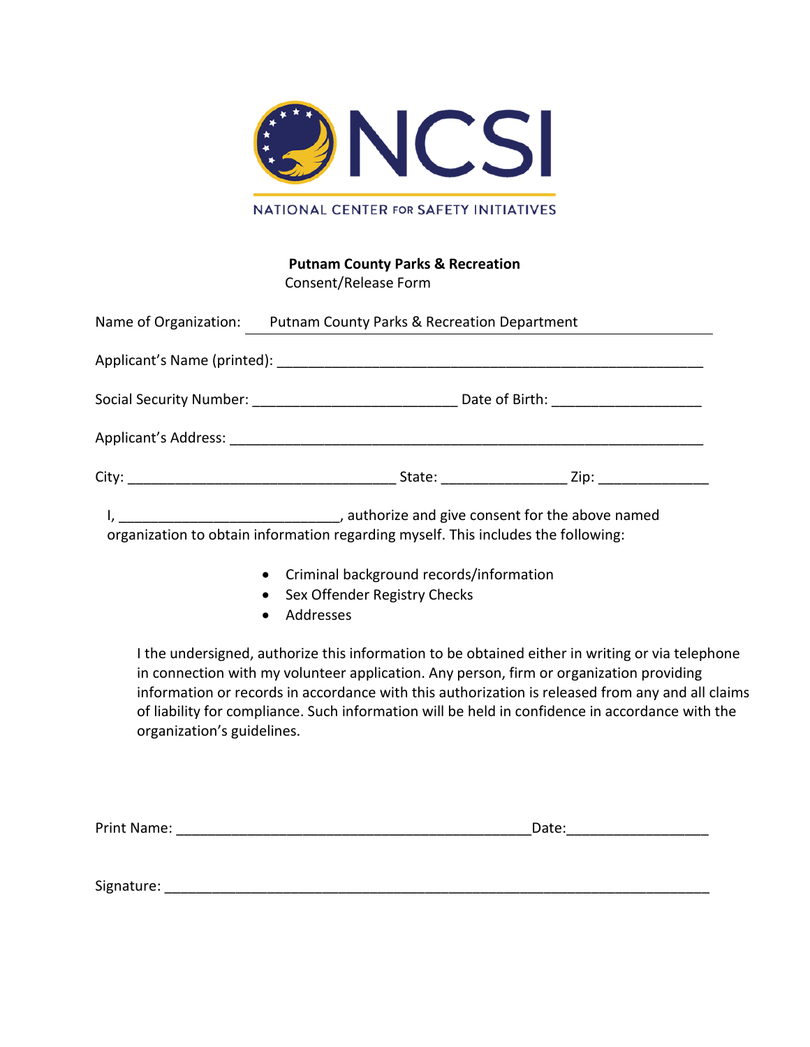NATIONAL CENTER FOR SAFETY INITIATIVES

**Putnam County Parks & Recreation**
Consent/Release Form

Name of Organization: Putnam County Parks & Recreation Department

Applicant's Name (printed): ____________________________________________________

Social Security Number: __________________________ Date of Birth: ___________________

Applicant's Address: ____________________________________________________________

City: __________________________________ State: ________________ Zip: ______________

I, ___________________________, authorize and give consent for the above named organization to obtain information regarding myself. This includes the following:

- Criminal background records/information
- Sex Offender Registry Checks
- Addresses

I the undersigned, authorize this information to be obtained either in writing or via telephone in connection with my volunteer application. Any person, firm or organization providing information or records in accordance with this authorization is released from any and all claims of liability for compliance. Such information will be held in confidence in accordance with the organization's guidelines.

Print Name: ______________________________________________ Date: _________________

Signature: _______________________________________________________________________